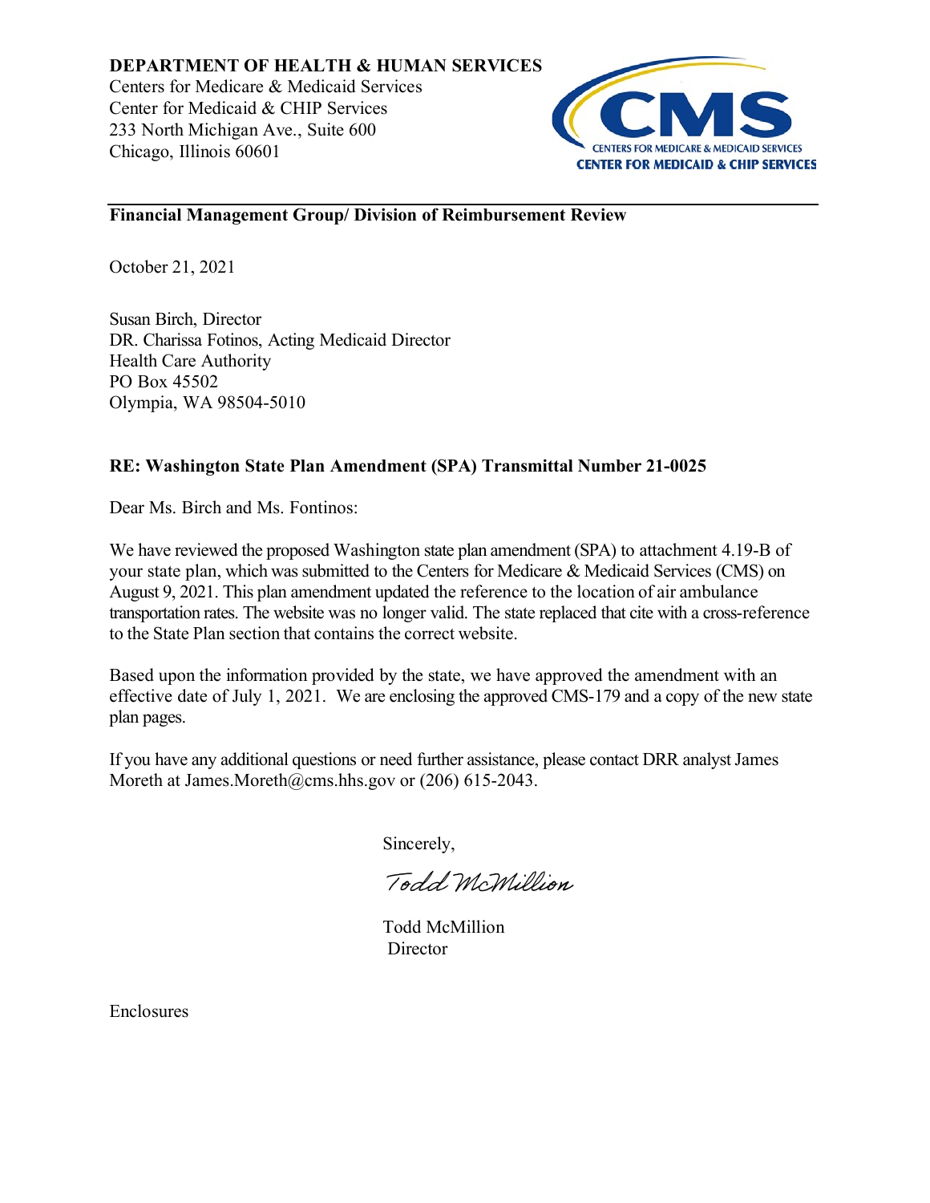**DEPARTMENT OF HEALTH & HUMAN SERVICES**
Centers for Medicare & Medicaid Services
Center for Medicaid & CHIP Services
233 North Michigan Ave., Suite 600
Chicago, Illinois 60601

CMS
CENTERS FOR MEDICARE & MEDICAID SERVICES
CENTER FOR MEDICAID & CHIP SERVICES

**Financial Management Group/ Division of Reimbursement Review**

October 21, 2021

Susan Birch, Director
DR. Charissa Fotinos, Acting Medicaid Director
Health Care Authority
PO Box 45502
Olympia, WA 98504-5010

**RE: Washington State Plan Amendment (SPA) Transmittal Number 21-0025**

Dear Ms. Birch and Ms. Fontinos:

We have reviewed the proposed Washington state plan amendment (SPA) to attachment 4.19-B of your state plan, which was submitted to the Centers for Medicare & Medicaid Services (CMS) on August 9, 2021. This plan amendment updated the reference to the location of air ambulance transportation rates. The website was no longer valid. The state replaced that cite with a cross-reference to the State Plan section that contains the correct website.

Based upon the information provided by the state, we have approved the amendment with an effective date of July 1, 2021. We are enclosing the approved CMS-179 and a copy of the new state plan pages.

If you have any additional questions or need further assistance, please contact DRR analyst James Moreth at James.Moreth@cms.hhs.gov or (206) 615-2043.

Sincerely,

Todd McMillion

Todd McMillion
Director

Enclosures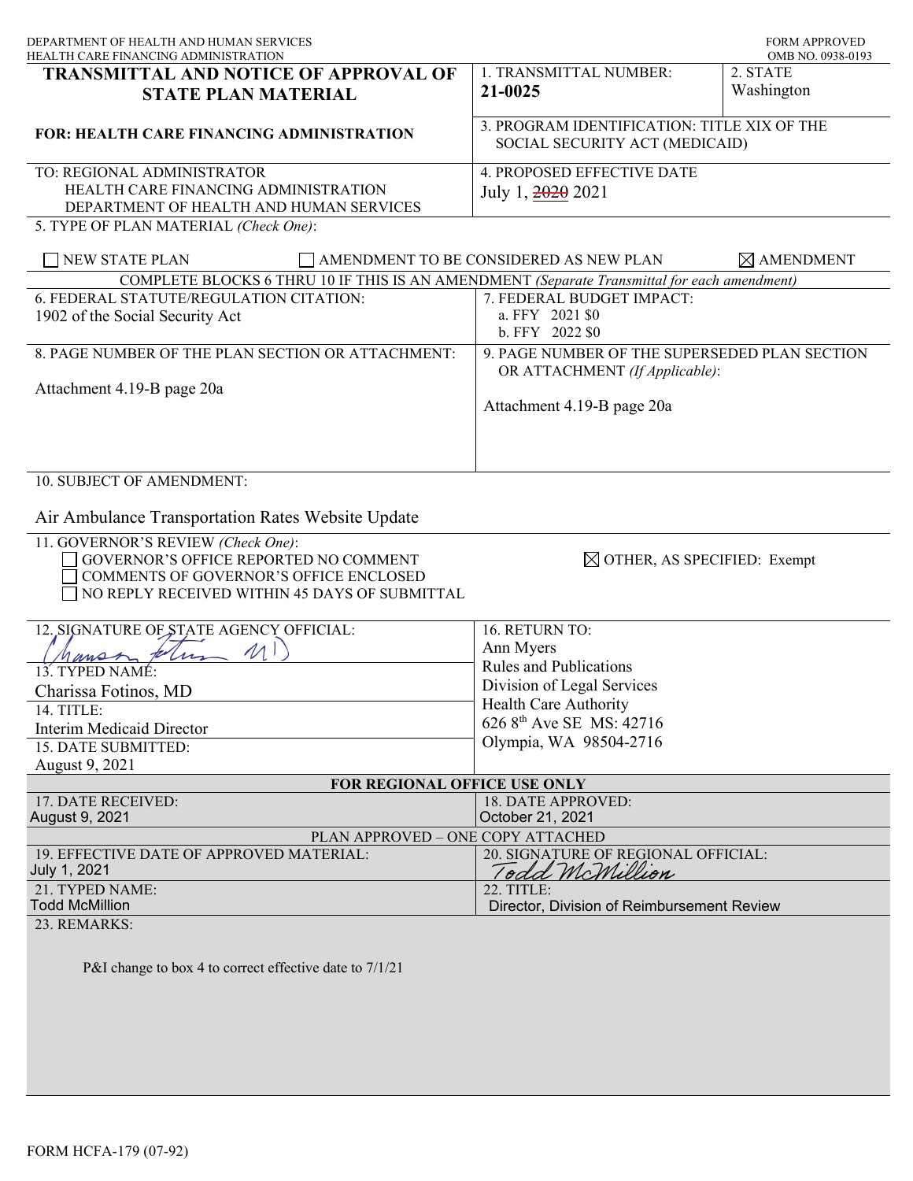DEPARTMENT OF HEALTH AND HUMAN SERVICES
HEALTH CARE FINANCING ADMINISTRATION

FORM APPROVED
OMB NO. 0938-0193

# TRANSMITTAL AND NOTICE OF APPROVAL OF STATE PLAN MATERIAL

**FOR: HEALTH CARE FINANCING ADMINISTRATION**

1. TRANSMITTAL NUMBER: **21-0025**

2. STATE: Washington

3. PROGRAM IDENTIFICATION: TITLE XIX OF THE SOCIAL SECURITY ACT (MEDICAID)

TO: REGIONAL ADMINISTRATOR
HEALTH CARE FINANCING ADMINISTRATION
DEPARTMENT OF HEALTH AND HUMAN SERVICES

4. PROPOSED EFFECTIVE DATE: July 1, ~~2020~~ 2021

5. TYPE OF PLAN MATERIAL *(Check One)*:

☐ NEW STATE PLAN ☐ AMENDMENT TO BE CONSIDERED AS NEW PLAN ☒ AMENDMENT

COMPLETE BLOCKS 6 THRU 10 IF THIS IS AN AMENDMENT *(Separate Transmittal for each amendment)*

6. FEDERAL STATUTE/REGULATION CITATION:
1902 of the Social Security Act

7. FEDERAL BUDGET IMPACT:
a. FFY 2021 $0
b. FFY 2022 $0

8. PAGE NUMBER OF THE PLAN SECTION OR ATTACHMENT:
Attachment 4.19-B page 20a

9. PAGE NUMBER OF THE SUPERSEDED PLAN SECTION OR ATTACHMENT *(If Applicable)*:
Attachment 4.19-B page 20a

10. SUBJECT OF AMENDMENT:
Air Ambulance Transportation Rates Website Update

11. GOVERNOR'S REVIEW *(Check One)*:
☐ GOVERNOR'S OFFICE REPORTED NO COMMENT
☐ COMMENTS OF GOVERNOR'S OFFICE ENCLOSED
☐ NO REPLY RECEIVED WITHIN 45 DAYS OF SUBMITTAL
☒ OTHER, AS SPECIFIED: Exempt

12. SIGNATURE OF STATE AGENCY OFFICIAL: Charissa Fotinos MD

13. TYPED NAME: Charissa Fotinos, MD

14. TITLE: Interim Medicaid Director

15. DATE SUBMITTED: August 9, 2021

16. RETURN TO:
Ann Myers
Rules and Publications
Division of Legal Services
Health Care Authority
626 8th Ave SE MS: 42716
Olympia, WA 98504-2716

**FOR REGIONAL OFFICE USE ONLY**

17. DATE RECEIVED: August 9, 2021

18. DATE APPROVED: October 21, 2021

PLAN APPROVED – ONE COPY ATTACHED

19. EFFECTIVE DATE OF APPROVED MATERIAL: July 1, 2021

20. SIGNATURE OF REGIONAL OFFICIAL: Todd McMillion

21. TYPED NAME: Todd McMillion

22. TITLE: Director, Division of Reimbursement Review

23. REMARKS:

P&I change to box 4 to correct effective date to 7/1/21

FORM HCFA-179 (07-92)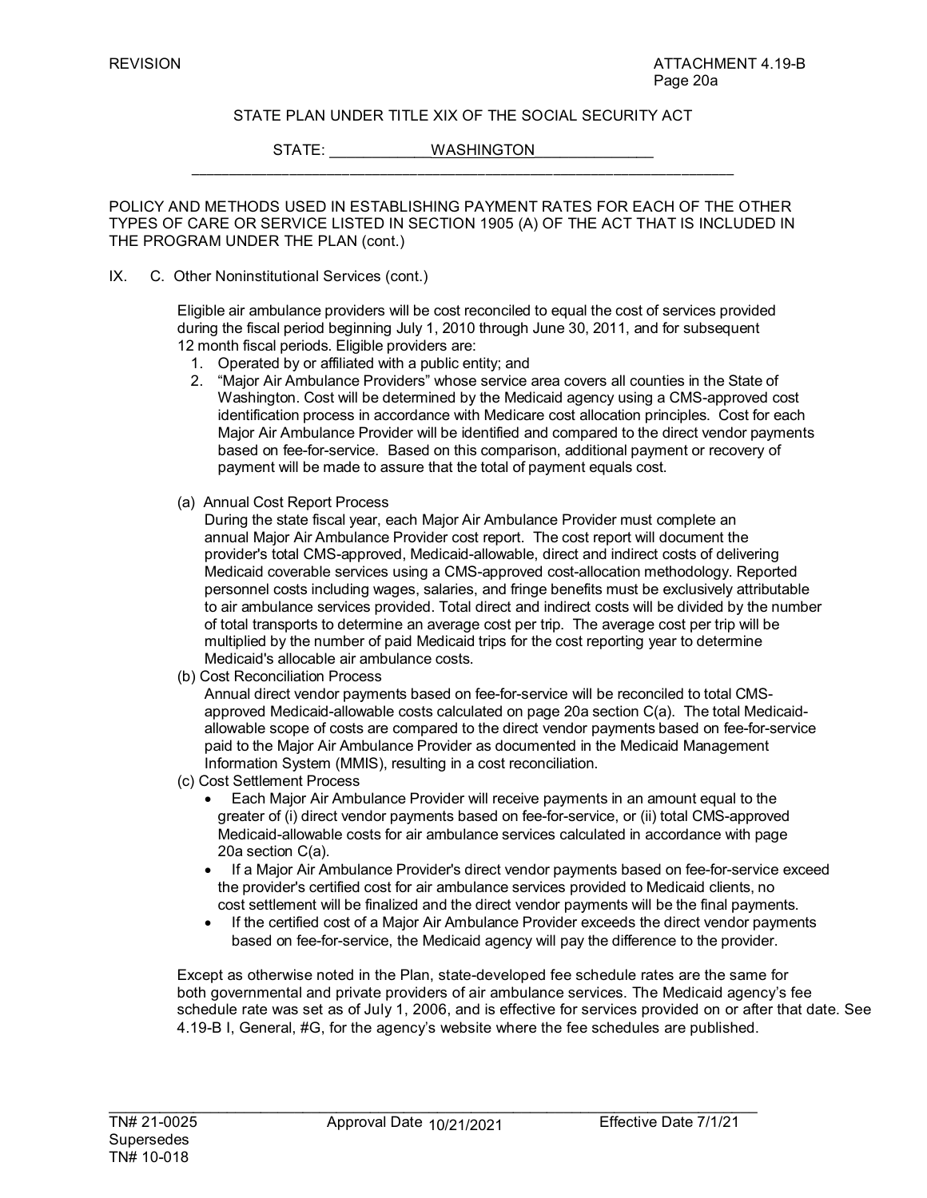STATE PLAN UNDER TITLE XIX OF THE SOCIAL SECURITY ACT

STATE: WASHINGTON

POLICY AND METHODS USED IN ESTABLISHING PAYMENT RATES FOR EACH OF THE OTHER TYPES OF CARE OR SERVICE LISTED IN SECTION 1905 (A) OF THE ACT THAT IS INCLUDED IN THE PROGRAM UNDER THE PLAN (cont.)

IX. C. Other Noninstitutional Services (cont.)

Eligible air ambulance providers will be cost reconciled to equal the cost of services provided during the fiscal period beginning July 1, 2010 through June 30, 2011, and for subsequent 12 month fiscal periods. Eligible providers are:

1. Operated by or affiliated with a public entity; and
2. "Major Air Ambulance Providers" whose service area covers all counties in the State of Washington. Cost will be determined by the Medicaid agency using a CMS-approved cost identification process in accordance with Medicare cost allocation principles. Cost for each Major Air Ambulance Provider will be identified and compared to the direct vendor payments based on fee-for-service. Based on this comparison, additional payment or recovery of payment will be made to assure that the total of payment equals cost.

(a) Annual Cost Report Process
During the state fiscal year, each Major Air Ambulance Provider must complete an annual Major Air Ambulance Provider cost report. The cost report will document the provider's total CMS-approved, Medicaid-allowable, direct and indirect costs of delivering Medicaid coverable services using a CMS-approved cost-allocation methodology. Reported personnel costs including wages, salaries, and fringe benefits must be exclusively attributable to air ambulance services provided. Total direct and indirect costs will be divided by the number of total transports to determine an average cost per trip. The average cost per trip will be multiplied by the number of paid Medicaid trips for the cost reporting year to determine Medicaid's allocable air ambulance costs.

(b) Cost Reconciliation Process
Annual direct vendor payments based on fee-for-service will be reconciled to total CMS-approved Medicaid-allowable costs calculated on page 20a section C(a). The total Medicaid-allowable scope of costs are compared to the direct vendor payments based on fee-for-service paid to the Major Air Ambulance Provider as documented in the Medicaid Management Information System (MMIS), resulting in a cost reconciliation.

(c) Cost Settlement Process

- Each Major Air Ambulance Provider will receive payments in an amount equal to the greater of (i) direct vendor payments based on fee-for-service, or (ii) total CMS-approved Medicaid-allowable costs for air ambulance services calculated in accordance with page 20a section C(a).
- If a Major Air Ambulance Provider's direct vendor payments based on fee-for-service exceed the provider's certified cost for air ambulance services provided to Medicaid clients, no cost settlement will be finalized and the direct vendor payments will be the final payments.
- If the certified cost of a Major Air Ambulance Provider exceeds the direct vendor payments based on fee-for-service, the Medicaid agency will pay the difference to the provider.

Except as otherwise noted in the Plan, state-developed fee schedule rates are the same for both governmental and private providers of air ambulance services. The Medicaid agency's fee schedule rate was set as of July 1, 2006, and is effective for services provided on or after that date. See 4.19-B I, General, #G, for the agency's website where the fee schedules are published.

TN# 21-0025 Approval Date 10/21/2021 Effective Date 7/1/21
Supersedes
TN# 10-018